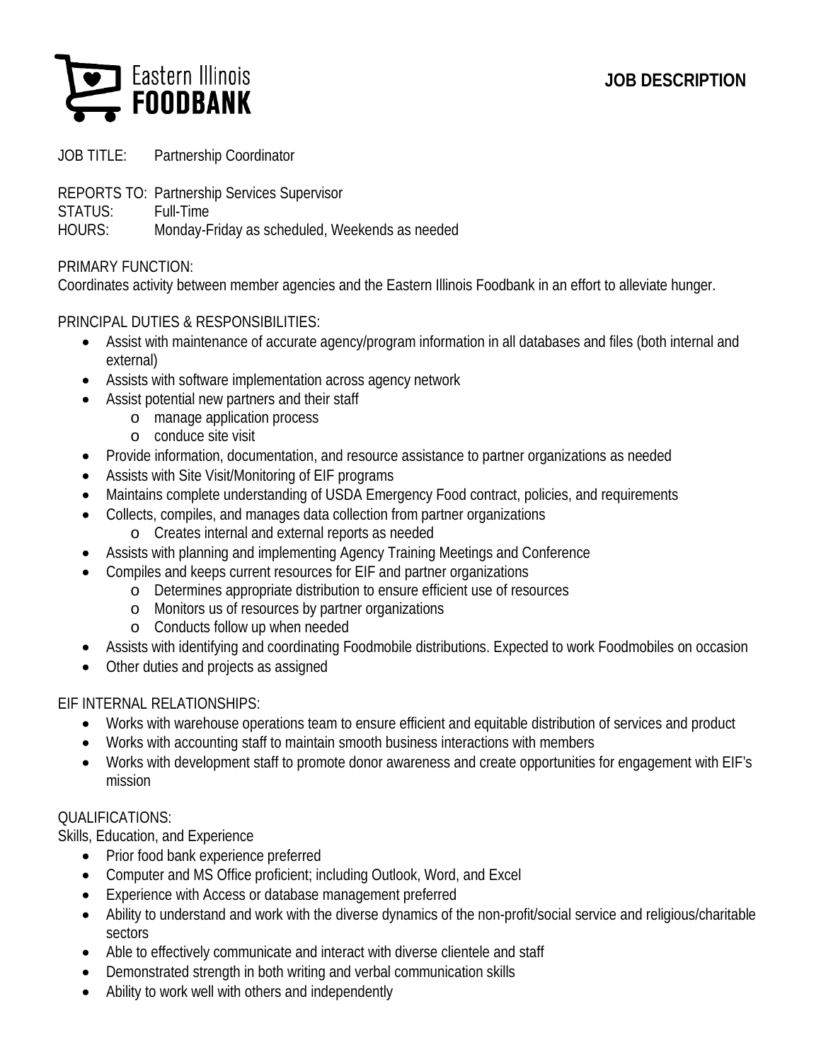Eastern Illinois **FOODBANK**

**JOB DESCRIPTION**

JOB TITLE: Partnership Coordinator

REPORTS TO: Partnership Services Supervisor
STATUS: Full-Time
HOURS: Monday-Friday as scheduled, Weekends as needed

PRIMARY FUNCTION:
Coordinates activity between member agencies and the Eastern Illinois Foodbank in an effort to alleviate hunger.

PRINCIPAL DUTIES & RESPONSIBILITIES:

- Assist with maintenance of accurate agency/program information in all databases and files (both internal and external)
- Assists with software implementation across agency network
- Assist potential new partners and their staff
  - manage application process
  - conduce site visit
- Provide information, documentation, and resource assistance to partner organizations as needed
- Assists with Site Visit/Monitoring of EIF programs
- Maintains complete understanding of USDA Emergency Food contract, policies, and requirements
- Collects, compiles, and manages data collection from partner organizations
  - Creates internal and external reports as needed
- Assists with planning and implementing Agency Training Meetings and Conference
- Compiles and keeps current resources for EIF and partner organizations
  - Determines appropriate distribution to ensure efficient use of resources
  - Monitors us of resources by partner organizations
  - Conducts follow up when needed
- Assists with identifying and coordinating Foodmobile distributions. Expected to work Foodmobiles on occasion
- Other duties and projects as assigned

EIF INTERNAL RELATIONSHIPS:

- Works with warehouse operations team to ensure efficient and equitable distribution of services and product
- Works with accounting staff to maintain smooth business interactions with members
- Works with development staff to promote donor awareness and create opportunities for engagement with EIF's mission

QUALIFICATIONS:
Skills, Education, and Experience

- Prior food bank experience preferred
- Computer and MS Office proficient; including Outlook, Word, and Excel
- Experience with Access or database management preferred
- Ability to understand and work with the diverse dynamics of the non-profit/social service and religious/charitable sectors
- Able to effectively communicate and interact with diverse clientele and staff
- Demonstrated strength in both writing and verbal communication skills
- Ability to work well with others and independently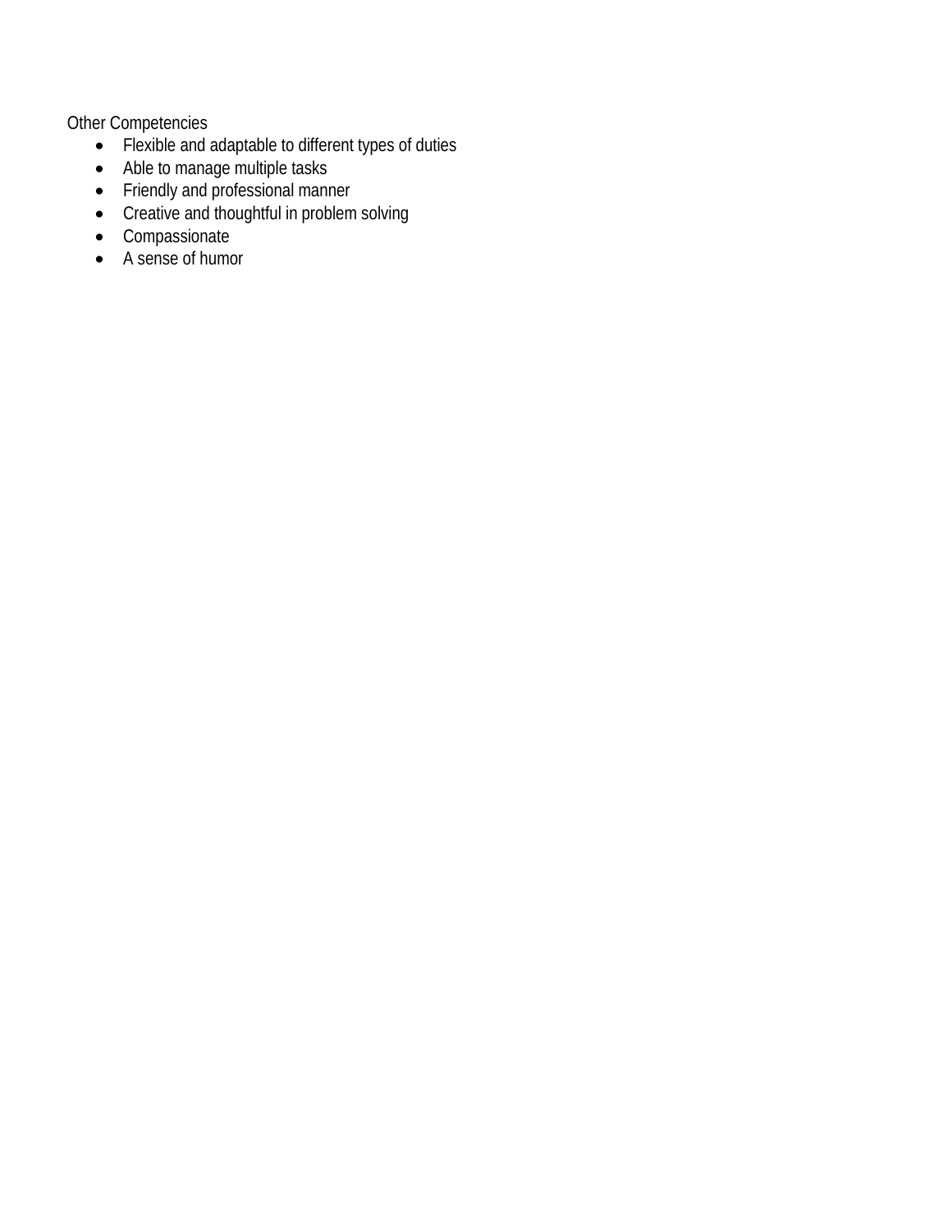Other Competencies

- Flexible and adaptable to different types of duties
- Able to manage multiple tasks
- Friendly and professional manner
- Creative and thoughtful in problem solving
- Compassionate
- A sense of humor